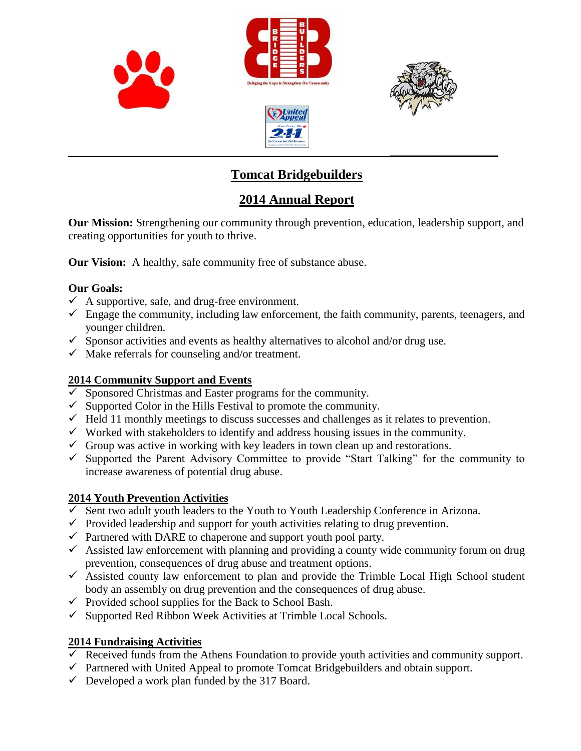# Tomcat Bridgebuilders

## 2014 Annual Report

**Our Mission:** Strengthening our community through prevention, education, leadership support, and creating opportunities for youth to thrive.

**Our Vision:** A healthy, safe community free of substance abuse.

**Our Goals:**

- ✓ A supportive, safe, and drug-free environment.
- ✓ Engage the community, including law enforcement, the faith community, parents, teenagers, and younger children.
- ✓ Sponsor activities and events as healthy alternatives to alcohol and/or drug use.
- ✓ Make referrals for counseling and/or treatment.

### 2014 Community Support and Events

- ✓ Sponsored Christmas and Easter programs for the community.
- ✓ Supported Color in the Hills Festival to promote the community.
- ✓ Held 11 monthly meetings to discuss successes and challenges as it relates to prevention.
- ✓ Worked with stakeholders to identify and address housing issues in the community.
- ✓ Group was active in working with key leaders in town clean up and restorations.
- ✓ Supported the Parent Advisory Committee to provide "Start Talking" for the community to increase awareness of potential drug abuse.

### 2014 Youth Prevention Activities

- ✓ Sent two adult youth leaders to the Youth to Youth Leadership Conference in Arizona.
- ✓ Provided leadership and support for youth activities relating to drug prevention.
- ✓ Partnered with DARE to chaperone and support youth pool party.
- ✓ Assisted law enforcement with planning and providing a county wide community forum on drug prevention, consequences of drug abuse and treatment options.
- ✓ Assisted county law enforcement to plan and provide the Trimble Local High School student body an assembly on drug prevention and the consequences of drug abuse.
- ✓ Provided school supplies for the Back to School Bash.
- ✓ Supported Red Ribbon Week Activities at Trimble Local Schools.

### 2014 Fundraising Activities

- ✓ Received funds from the Athens Foundation to provide youth activities and community support.
- ✓ Partnered with United Appeal to promote Tomcat Bridgebuilders and obtain support.
- ✓ Developed a work plan funded by the 317 Board.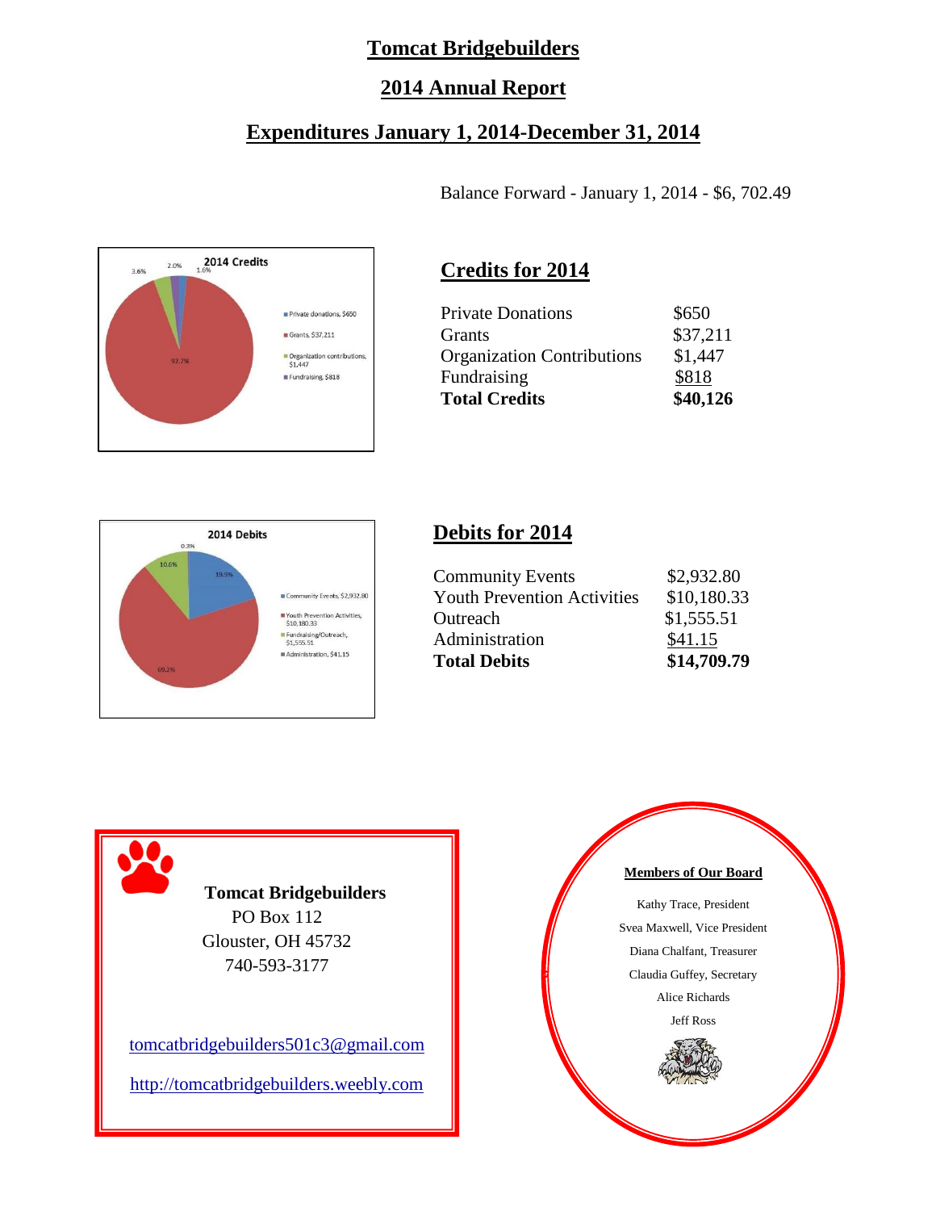# Tomcat Bridgebuilders

## 2014 Annual Report

## Expenditures January 1, 2014-December 31, 2014

Balance Forward - January 1, 2014 - $6, 702.49

2014 Credits

3.6%
2.0%
1.6%
92.7%

Private donations, $650
Grants, $37,211
Organization contributions, $1,447
Fundraising, $818

### Credits for 2014

| | |
|---|---|
| Private Donations | $650 |
| Grants | $37,211 |
| Organization Contributions | $1,447 |
| Fundraising | $818 |
| **Total Credits** | **$40,126** |

2014 Debits

0.3%
10.6%
19.9%
69.2%

Community Events, $2,932.80
Youth Prevention Activities, $10,180.33
Fundraising/Outreach, $1,555.51
Administration, $41.15

### Debits for 2014

| | |
|---|---|
| Community Events | $2,932.80 |
| Youth Prevention Activities | $10,180.33 |
| Outreach | $1,555.51 |
| Administration | $41.15 |
| **Total Debits** | **$14,709.79** |

**Tomcat Bridgebuilders**
PO Box 112
Glouster, OH 45732
740-593-3177

tomcatbridgebuilders501c3@gmail.com

http://tomcatbridgebuilders.weebly.com

**Members of Our Board**

Kathy Trace, President
Svea Maxwell, Vice President
Diana Chalfant, Treasurer
Claudia Guffey, Secretary
Alice Richards
Jeff Ross